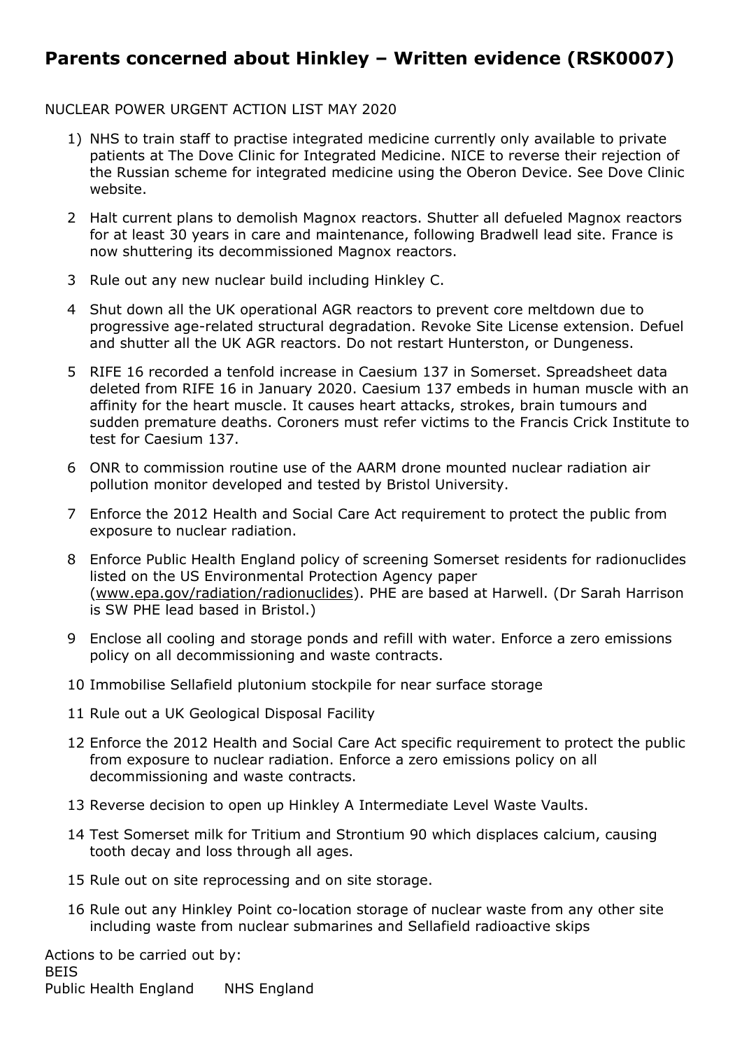# Parents concerned about Hinkley – Written evidence (RSK0007)

NUCLEAR POWER URGENT ACTION LIST MAY 2020

1) NHS to train staff to practise integrated medicine currently only available to private patients at The Dove Clinic for Integrated Medicine. NICE to reverse their rejection of the Russian scheme for integrated medicine using the Oberon Device. See Dove Clinic website.

2 Halt current plans to demolish Magnox reactors. Shutter all defueled Magnox reactors for at least 30 years in care and maintenance, following Bradwell lead site. France is now shuttering its decommissioned Magnox reactors.

3 Rule out any new nuclear build including Hinkley C.

4 Shut down all the UK operational AGR reactors to prevent core meltdown due to progressive age-related structural degradation. Revoke Site License extension. Defuel and shutter all the UK AGR reactors. Do not restart Hunterston, or Dungeness.

5 RIFE 16 recorded a tenfold increase in Caesium 137 in Somerset. Spreadsheet data deleted from RIFE 16 in January 2020. Caesium 137 embeds in human muscle with an affinity for the heart muscle. It causes heart attacks, strokes, brain tumours and sudden premature deaths. Coroners must refer victims to the Francis Crick Institute to test for Caesium 137.

6 ONR to commission routine use of the AARM drone mounted nuclear radiation air pollution monitor developed and tested by Bristol University.

7 Enforce the 2012 Health and Social Care Act requirement to protect the public from exposure to nuclear radiation.

8 Enforce Public Health England policy of screening Somerset residents for radionuclides listed on the US Environmental Protection Agency paper (www.epa.gov/radiation/radionuclides). PHE are based at Harwell. (Dr Sarah Harrison is SW PHE lead based in Bristol.)

9 Enclose all cooling and storage ponds and refill with water. Enforce a zero emissions policy on all decommissioning and waste contracts.

10 Immobilise Sellafield plutonium stockpile for near surface storage

11 Rule out a UK Geological Disposal Facility

12 Enforce the 2012 Health and Social Care Act specific requirement to protect the public from exposure to nuclear radiation. Enforce a zero emissions policy on all decommissioning and waste contracts.

13 Reverse decision to open up Hinkley A Intermediate Level Waste Vaults.

14 Test Somerset milk for Tritium and Strontium 90 which displaces calcium, causing tooth decay and loss through all ages.

15 Rule out on site reprocessing and on site storage.

16 Rule out any Hinkley Point co-location storage of nuclear waste from any other site including waste from nuclear submarines and Sellafield radioactive skips

Actions to be carried out by:
BEIS
Public Health England NHS England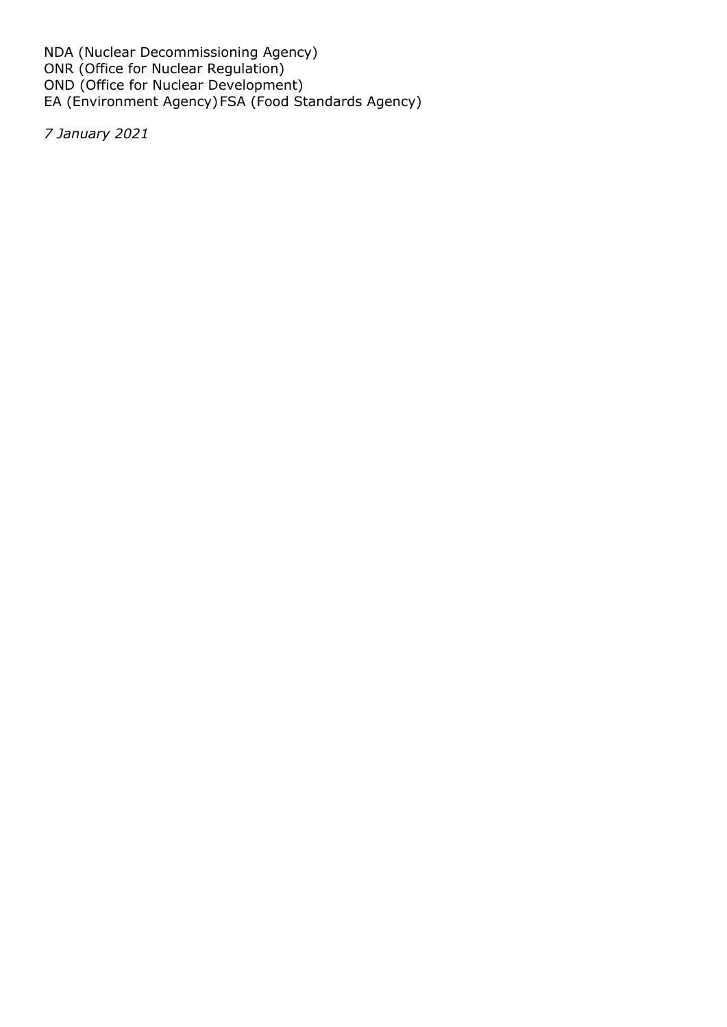NDA (Nuclear Decommissioning Agency)
ONR (Office for Nuclear Regulation)
OND (Office for Nuclear Development)
EA (Environment Agency) FSA (Food Standards Agency)

*7 January 2021*